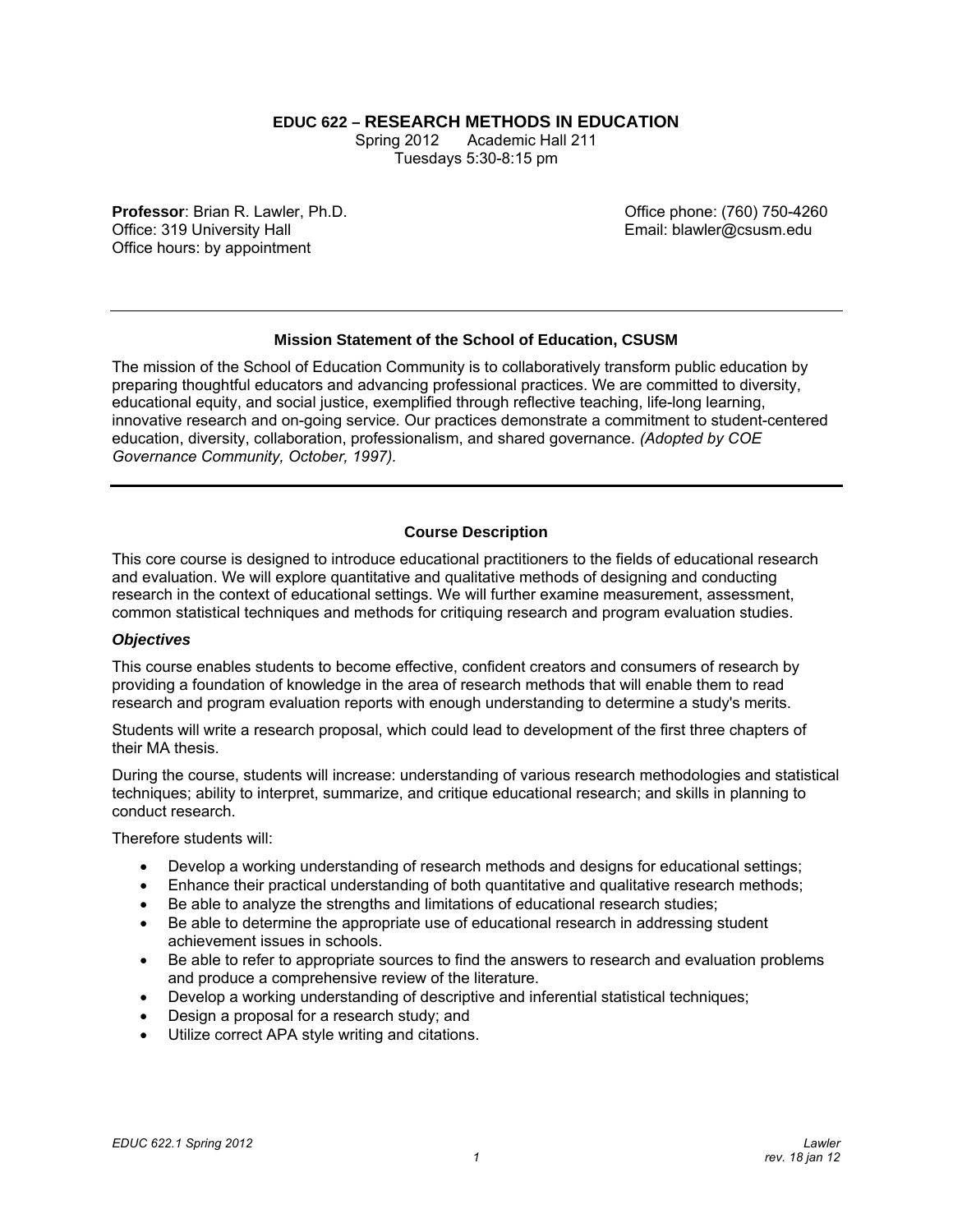# EDUC 622 – RESEARCH METHODS IN EDUCATION

Spring 2012 Academic Hall 211
Tuesdays 5:30-8:15 pm

**Professor**: Brian R. Lawler, Ph.D.
Office: 319 University Hall
Office hours: by appointment

Office phone: (760) 750-4260
Email: blawler@csusm.edu

---

## Mission Statement of the School of Education, CSUSM

The mission of the School of Education Community is to collaboratively transform public education by preparing thoughtful educators and advancing professional practices. We are committed to diversity, educational equity, and social justice, exemplified through reflective teaching, life-long learning, innovative research and on-going service. Our practices demonstrate a commitment to student-centered education, diversity, collaboration, professionalism, and shared governance. *(Adopted by COE Governance Community, October, 1997).*

---

## Course Description

This core course is designed to introduce educational practitioners to the fields of educational research and evaluation. We will explore quantitative and qualitative methods of designing and conducting research in the context of educational settings. We will further examine measurement, assessment, common statistical techniques and methods for critiquing research and program evaluation studies.

### *Objectives*

This course enables students to become effective, confident creators and consumers of research by providing a foundation of knowledge in the area of research methods that will enable them to read research and program evaluation reports with enough understanding to determine a study's merits.

Students will write a research proposal, which could lead to development of the first three chapters of their MA thesis.

During the course, students will increase: understanding of various research methodologies and statistical techniques; ability to interpret, summarize, and critique educational research; and skills in planning to conduct research.

Therefore students will:

- Develop a working understanding of research methods and designs for educational settings;
- Enhance their practical understanding of both quantitative and qualitative research methods;
- Be able to analyze the strengths and limitations of educational research studies;
- Be able to determine the appropriate use of educational research in addressing student achievement issues in schools.
- Be able to refer to appropriate sources to find the answers to research and evaluation problems and produce a comprehensive review of the literature.
- Develop a working understanding of descriptive and inferential statistical techniques;
- Design a proposal for a research study; and
- Utilize correct APA style writing and citations.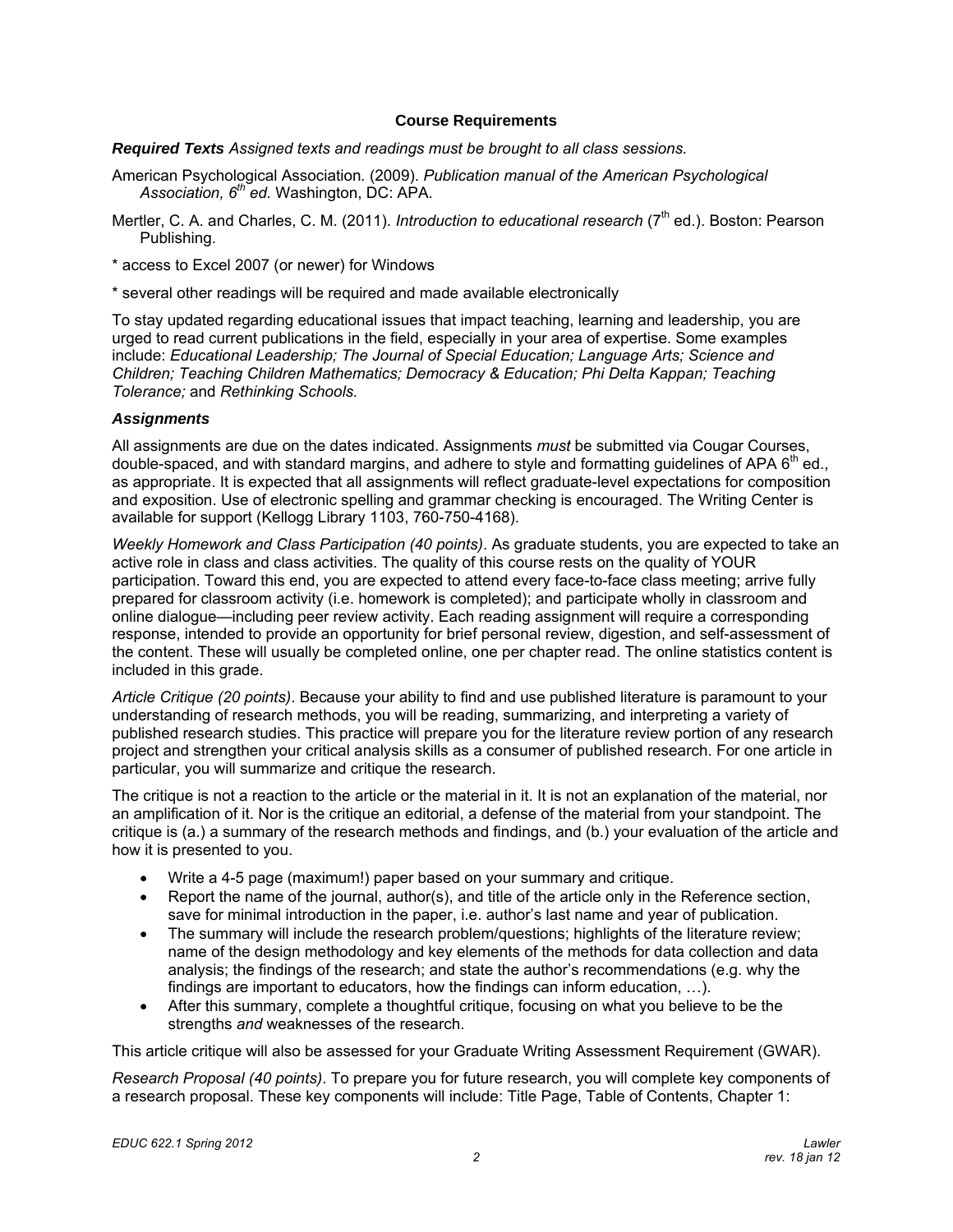## Course Requirements

***Required Texts*** *Assigned texts and readings must be brought to all class sessions.*

American Psychological Association. (2009). *Publication manual of the American Psychological Association, 6th ed.* Washington, DC: APA.

Mertler, C. A. and Charles, C. M. (2011). *Introduction to educational research* (7th ed.). Boston: Pearson Publishing.

* access to Excel 2007 (or newer) for Windows

* several other readings will be required and made available electronically

To stay updated regarding educational issues that impact teaching, learning and leadership, you are urged to read current publications in the field, especially in your area of expertise. Some examples include: *Educational Leadership; The Journal of Special Education; Language Arts; Science and Children; Teaching Children Mathematics; Democracy & Education; Phi Delta Kappan; Teaching Tolerance;* and *Rethinking Schools.*

### *Assignments*

All assignments are due on the dates indicated. Assignments *must* be submitted via Cougar Courses, double-spaced, and with standard margins, and adhere to style and formatting guidelines of APA 6th ed., as appropriate. It is expected that all assignments will reflect graduate-level expectations for composition and exposition. Use of electronic spelling and grammar checking is encouraged. The Writing Center is available for support (Kellogg Library 1103, 760-750-4168).

*Weekly Homework and Class Participation (40 points)*. As graduate students, you are expected to take an active role in class and class activities. The quality of this course rests on the quality of YOUR participation. Toward this end, you are expected to attend every face-to-face class meeting; arrive fully prepared for classroom activity (i.e. homework is completed); and participate wholly in classroom and online dialogue—including peer review activity. Each reading assignment will require a corresponding response, intended to provide an opportunity for brief personal review, digestion, and self-assessment of the content. These will usually be completed online, one per chapter read. The online statistics content is included in this grade.

*Article Critique (20 points)*. Because your ability to find and use published literature is paramount to your understanding of research methods, you will be reading, summarizing, and interpreting a variety of published research studies. This practice will prepare you for the literature review portion of any research project and strengthen your critical analysis skills as a consumer of published research. For one article in particular, you will summarize and critique the research.

The critique is not a reaction to the article or the material in it. It is not an explanation of the material, nor an amplification of it. Nor is the critique an editorial, a defense of the material from your standpoint. The critique is (a.) a summary of the research methods and findings, and (b.) your evaluation of the article and how it is presented to you.

- Write a 4-5 page (maximum!) paper based on your summary and critique.
- Report the name of the journal, author(s), and title of the article only in the Reference section, save for minimal introduction in the paper, i.e. author's last name and year of publication.
- The summary will include the research problem/questions; highlights of the literature review; name of the design methodology and key elements of the methods for data collection and data analysis; the findings of the research; and state the author's recommendations (e.g. why the findings are important to educators, how the findings can inform education, …).
- After this summary, complete a thoughtful critique, focusing on what you believe to be the strengths *and* weaknesses of the research.

This article critique will also be assessed for your Graduate Writing Assessment Requirement (GWAR).

*Research Proposal (40 points)*. To prepare you for future research, you will complete key components of a research proposal. These key components will include: Title Page, Table of Contents, Chapter 1: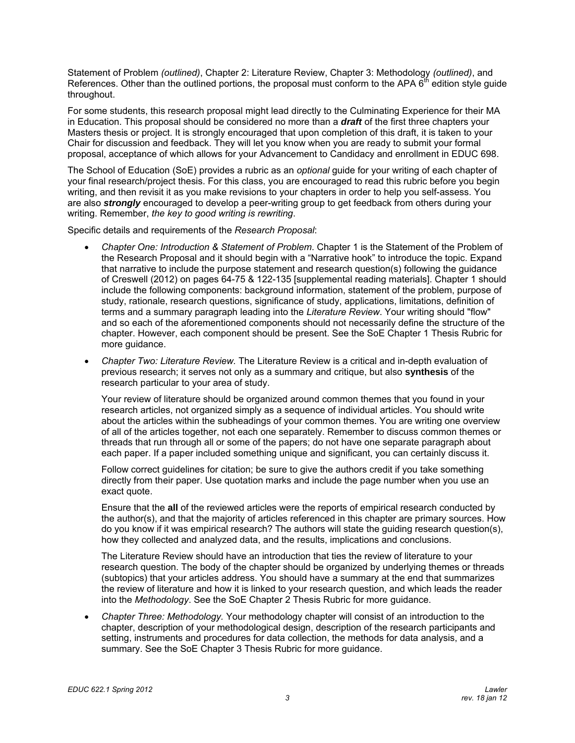Statement of Problem *(outlined)*, Chapter 2: Literature Review, Chapter 3: Methodology *(outlined)*, and References. Other than the outlined portions, the proposal must conform to the APA 6th edition style guide throughout.

For some students, this research proposal might lead directly to the Culminating Experience for their MA in Education. This proposal should be considered no more than a ***draft*** of the first three chapters your Masters thesis or project. It is strongly encouraged that upon completion of this draft, it is taken to your Chair for discussion and feedback. They will let you know when you are ready to submit your formal proposal, acceptance of which allows for your Advancement to Candidacy and enrollment in EDUC 698.

The School of Education (SoE) provides a rubric as an *optional* guide for your writing of each chapter of your final research/project thesis. For this class, you are encouraged to read this rubric before you begin writing, and then revisit it as you make revisions to your chapters in order to help you self-assess. You are also ***strongly*** encouraged to develop a peer-writing group to get feedback from others during your writing. Remember, *the key to good writing is rewriting*.

Specific details and requirements of the *Research Proposal*:

- *Chapter One: Introduction & Statement of Problem*. Chapter 1 is the Statement of the Problem of the Research Proposal and it should begin with a "Narrative hook" to introduce the topic. Expand that narrative to include the purpose statement and research question(s) following the guidance of Creswell (2012) on pages 64-75 & 122-135 [supplemental reading materials]. Chapter 1 should include the following components: background information, statement of the problem, purpose of study, rationale, research questions, significance of study, applications, limitations, definition of terms and a summary paragraph leading into the *Literature Review*. Your writing should "flow" and so each of the aforementioned components should not necessarily define the structure of the chapter. However, each component should be present. See the SoE Chapter 1 Thesis Rubric for more guidance.

- *Chapter Two: Literature Review*. The Literature Review is a critical and in-depth evaluation of previous research; it serves not only as a summary and critique, but also **synthesis** of the research particular to your area of study.

  Your review of literature should be organized around common themes that you found in your research articles, not organized simply as a sequence of individual articles. You should write about the articles within the subheadings of your common themes. You are writing one overview of all of the articles together, not each one separately. Remember to discuss common themes or threads that run through all or some of the papers; do not have one separate paragraph about each paper. If a paper included something unique and significant, you can certainly discuss it.

  Follow correct guidelines for citation; be sure to give the authors credit if you take something directly from their paper. Use quotation marks and include the page number when you use an exact quote.

  Ensure that the **all** of the reviewed articles were the reports of empirical research conducted by the author(s), and that the majority of articles referenced in this chapter are primary sources. How do you know if it was empirical research? The authors will state the guiding research question(s), how they collected and analyzed data, and the results, implications and conclusions.

  The Literature Review should have an introduction that ties the review of literature to your research question. The body of the chapter should be organized by underlying themes or threads (subtopics) that your articles address. You should have a summary at the end that summarizes the review of literature and how it is linked to your research question, and which leads the reader into the *Methodology*. See the SoE Chapter 2 Thesis Rubric for more guidance.

- *Chapter Three: Methodology.* Your methodology design chapter will consist of an introduction to the chapter, description of your methodological design, description of the research participants and setting, instruments and procedures for data collection, the methods for data analysis, and a summary. See the SoE Chapter 3 Thesis Rubric for more guidance.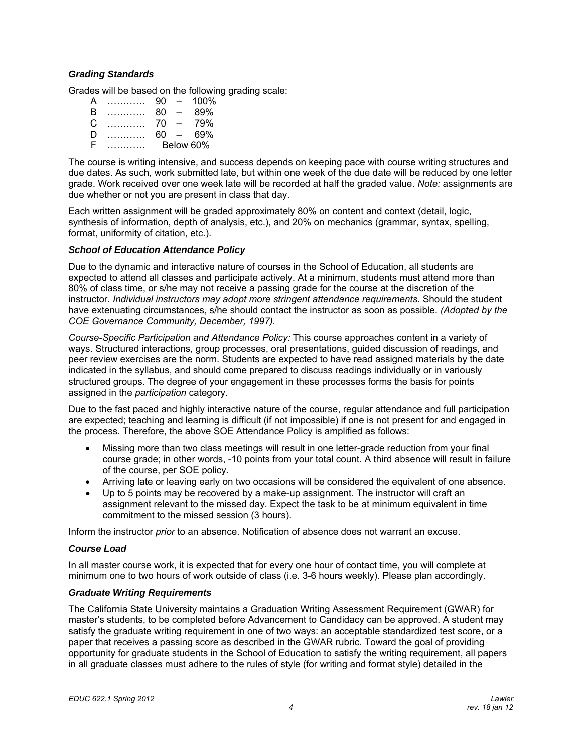### *Grading Standards*

Grades will be based on the following grading scale:

| | | |
|---|---|---|
| A | ………… | 90 – 100% |
| B | ………… | 80 – 89% |
| C | ………… | 70 – 79% |
| D | ………… | 60 – 69% |
| F | ………… | Below 60% |

The course is writing intensive, and success depends on keeping pace with course writing structures and due dates. As such, work submitted late, but within one week of the due date will be reduced by one letter grade. Work received over one week late will be recorded at half the graded value. *Note:* assignments are due whether or not you are present in class that day.

Each written assignment will be graded approximately 80% on content and context (detail, logic, synthesis of information, depth of analysis, etc.), and 20% on mechanics (grammar, syntax, spelling, format, uniformity of citation, etc.).

### *School of Education Attendance Policy*

Due to the dynamic and interactive nature of courses in the School of Education, all students are expected to attend all classes and participate actively. At a minimum, students must attend more than 80% of class time, or s/he may not receive a passing grade for the course at the discretion of the instructor. *Individual instructors may adopt more stringent attendance requirements*. Should the student have extenuating circumstances, s/he should contact the instructor as soon as possible. *(Adopted by the COE Governance Community, December, 1997).*

*Course-Specific Participation and Attendance Policy:* This course approaches content in a variety of ways. Structured interactions, group processes, oral presentations, guided discussion of readings, and peer review exercises are the norm. Students are expected to have read assigned materials by the date indicated in the syllabus, and should come prepared to discuss readings individually or in variously structured groups. The degree of your engagement in these processes forms the basis for points assigned in the *participation* category.

Due to the fast paced and highly interactive nature of the course, regular attendance and full participation are expected; teaching and learning is difficult (if not impossible) if one is not present for and engaged in the process. Therefore, the above SOE Attendance Policy is amplified as follows:

- Missing more than two class meetings will result in one letter-grade reduction from your final course grade; in other words, -10 points from your total count. A third absence will result in failure of the course, per SOE policy.
- Arriving late or leaving early on two occasions will be considered the equivalent of one absence.
- Up to 5 points may be recovered by a make-up assignment. The instructor will craft an assignment relevant to the missed day. Expect the task to be at minimum equivalent in time commitment to the missed session (3 hours).

Inform the instructor *prior* to an absence. Notification of absence does not warrant an excuse.

### *Course Load*

In all master course work, it is expected that for every one hour of contact time, you will complete at minimum one to two hours of work outside of class (i.e. 3-6 hours weekly). Please plan accordingly.

### *Graduate Writing Requirements*

The California State University maintains a Graduation Writing Assessment Requirement (GWAR) for master's students, to be completed before Advancement to Candidacy can be approved. A student may satisfy the graduate writing requirement in one of two ways: an acceptable standardized test score, or a paper that receives a passing score as described in the GWAR rubric. Toward the goal of providing opportunity for graduate students in the School of Education to satisfy the writing requirement, all papers in all graduate classes must adhere to the rules of style (for writing and format style) detailed in the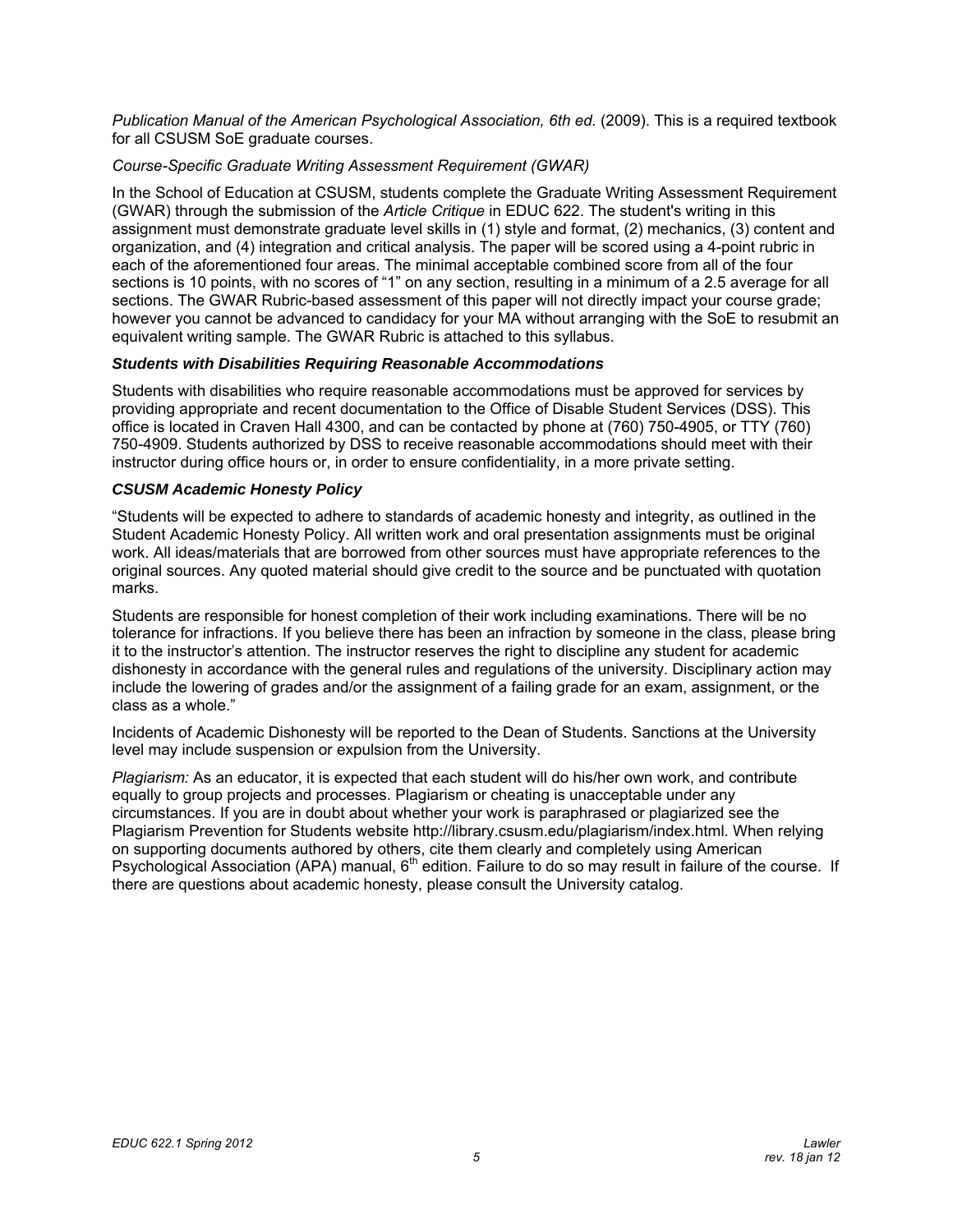*Publication Manual of the American Psychological Association, 6th ed.* (2009). This is a required textbook for all CSUSM SoE graduate courses.

*Course-Specific Graduate Writing Assessment Requirement (GWAR)*

In the School of Education at CSUSM, students complete the Graduate Writing Assessment Requirement (GWAR) through the submission of the *Article Critique* in EDUC 622. The student's writing in this assignment must demonstrate graduate level skills in (1) style and format, (2) mechanics, (3) content and organization, and (4) integration and critical analysis. The paper will be scored using a 4-point rubric in each of the aforementioned four areas. The minimal acceptable combined score from all of the four sections is 10 points, with no scores of "1" on any section, resulting in a minimum of a 2.5 average for all sections. The GWAR Rubric-based assessment of this paper will not directly impact your course grade; however you cannot be advanced to candidacy for your MA without arranging with the SoE to resubmit an equivalent writing sample. The GWAR Rubric is attached to this syllabus.

### *Students with Disabilities Requiring Reasonable Accommodations*

Students with disabilities who require reasonable accommodations must be approved for services by providing appropriate and recent documentation to the Office of Disable Student Services (DSS). This office is located in Craven Hall 4300, and can be contacted by phone at (760) 750-4905, or TTY (760) 750-4909. Students authorized by DSS to receive reasonable accommodations should meet with their instructor during office hours or, in order to ensure confidentiality, in a more private setting.

### *CSUSM Academic Honesty Policy*

"Students will be expected to adhere to standards of academic honesty and integrity, as outlined in the Student Academic Honesty Policy. All written work and oral presentation assignments must be original work. All ideas/materials that are borrowed from other sources must have appropriate references to the original sources. Any quoted material should give credit to the source and be punctuated with quotation marks.

Students are responsible for honest completion of their work including examinations. There will be no tolerance for infractions. If you believe there has been an infraction by someone in the class, please bring it to the instructor's attention. The instructor reserves the right to discipline any student for academic dishonesty in accordance with the general rules and regulations of the university. Disciplinary action may include the lowering of grades and/or the assignment of a failing grade for an exam, assignment, or the class as a whole."

Incidents of Academic Dishonesty will be reported to the Dean of Students. Sanctions at the University level may include suspension or expulsion from the University.

*Plagiarism:* As an educator, it is expected that each student will do his/her own work, and contribute equally to group projects and processes. Plagiarism or cheating is unacceptable under any circumstances. If you are in doubt about whether your work is paraphrased or plagiarized see the Plagiarism Prevention for Students website http://library.csusm.edu/plagiarism/index.html. When relying on supporting documents authored by others, cite them clearly and completely using American Psychological Association (APA) manual, 6th edition. Failure to do so may result in failure of the course. If there are questions about academic honesty, please consult the University catalog.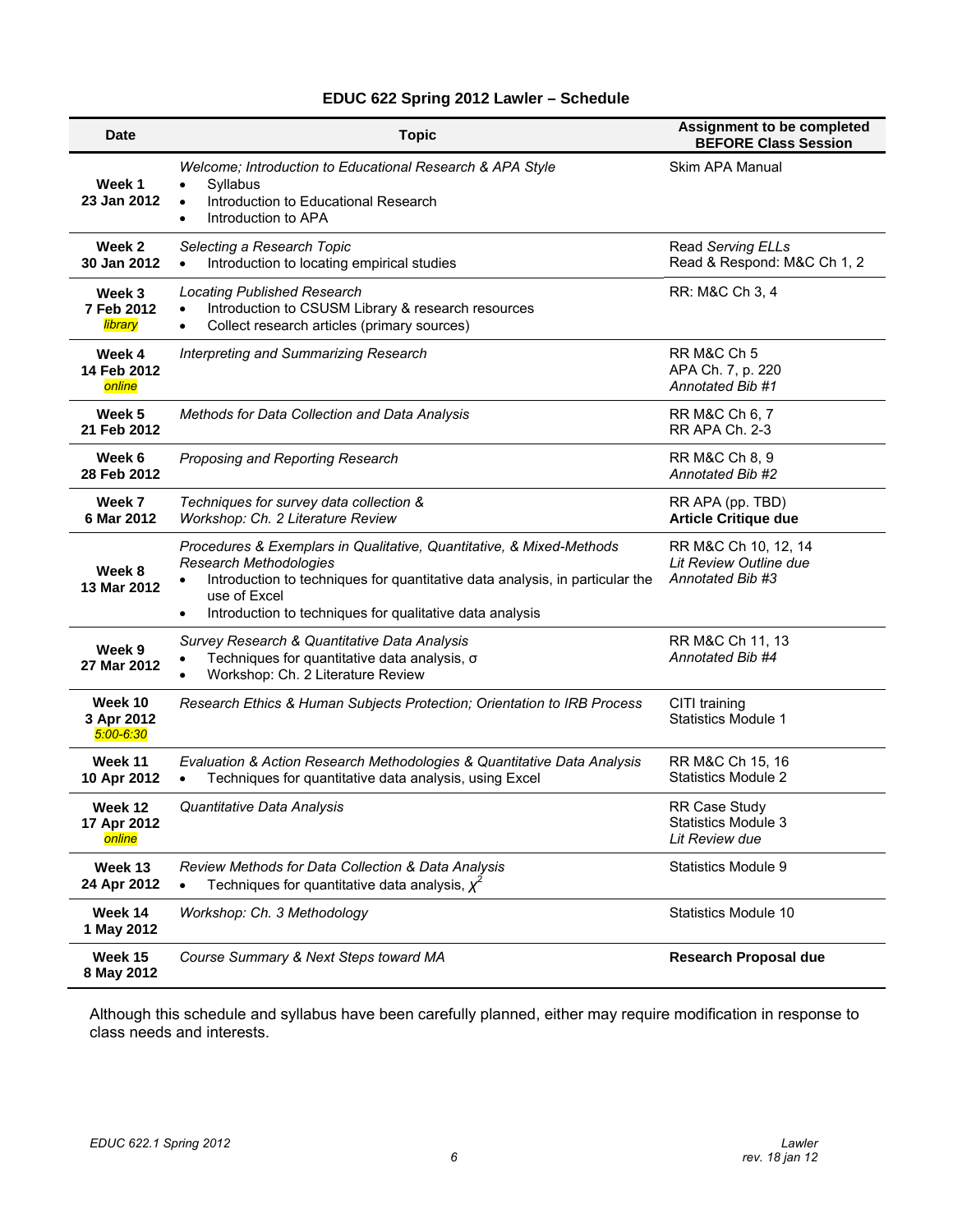# EDUC 622 Spring 2012 Lawler – Schedule

| Date | Topic | Assignment to be completed BEFORE Class Session |
|---|---|---|
| **Week 1**<br>**23 Jan 2012** | *Welcome; Introduction to Educational Research & APA Style*<br>• Syllabus<br>• Introduction to Educational Research<br>• Introduction to APA | Skim APA Manual |
| **Week 2**<br>**30 Jan 2012** | *Selecting a Research Topic*<br>• Introduction to locating empirical studies | Read *Serving ELLs*<br>Read & Respond: M&C Ch 1, 2 |
| **Week 3**<br>**7 Feb 2012**<br>*library* | *Locating Published Research*<br>• Introduction to CSUSM Library & research resources<br>• Collect research articles (primary sources) | RR: M&C Ch 3, 4 |
| **Week 4**<br>**14 Feb 2012**<br>*online* | *Interpreting and Summarizing Research* | RR M&C Ch 5<br>APA Ch. 7, p. 220<br>*Annotated Bib #1* |
| **Week 5**<br>**21 Feb 2012** | *Methods for Data Collection and Data Analysis* | RR M&C Ch 6, 7<br>RR APA Ch. 2-3 |
| **Week 6**<br>**28 Feb 2012** | *Proposing and Reporting Research* | RR M&C Ch 8, 9<br>*Annotated Bib #2* |
| **Week 7**<br>**6 Mar 2012** | *Techniques for survey data collection &*<br>*Workshop: Ch. 2 Literature Review* | RR APA (pp. TBD)<br>**Article Critique due** |
| **Week 8**<br>**13 Mar 2012** | *Procedures & Exemplars in Qualitative, Quantitative, & Mixed-Methods Research Methodologies*<br>• Introduction to techniques for quantitative data analysis, in particular the use of Excel<br>• Introduction to techniques for qualitative data analysis | RR M&C Ch 10, 12, 14<br>*Lit Review Outline due*<br>*Annotated Bib #3* |
| **Week 9**<br>**27 Mar 2012** | *Survey Research & Quantitative Data Analysis*<br>• Techniques for quantitative data analysis, $\sigma$<br>• Workshop: Ch. 2 Literature Review | RR M&C Ch 11, 13<br>*Annotated Bib #4* |
| **Week 10**<br>**3 Apr 2012**<br>*5:00-6:30* | *Research Ethics & Human Subjects Protection; Orientation to IRB Process* | CITI training<br>Statistics Module 1 |
| **Week 11**<br>**10 Apr 2012** | *Evaluation & Action Research Methodologies & Quantitative Data Analysis*<br>• Techniques for quantitative data analysis, using Excel | RR M&C Ch 15, 16<br>Statistics Module 2 |
| **Week 12**<br>**17 Apr 2012**<br>*online* | *Quantitative Data Analysis* | RR Case Study<br>Statistics Module 3<br>*Lit Review due* |
| **Week 13**<br>**24 Apr 2012** | *Review Methods for Data Collection & Data Analysis*<br>• Techniques for quantitative data analysis, $\chi^2$ | Statistics Module 9 |
| **Week 14**<br>**1 May 2012** | *Workshop: Ch. 3 Methodology* | Statistics Module 10 |
| **Week 15**<br>**8 May 2012** | *Course Summary & Next Steps toward MA* | **Research Proposal due** |

Although this schedule and syllabus have been carefully planned, either may require modification in response to class needs and interests.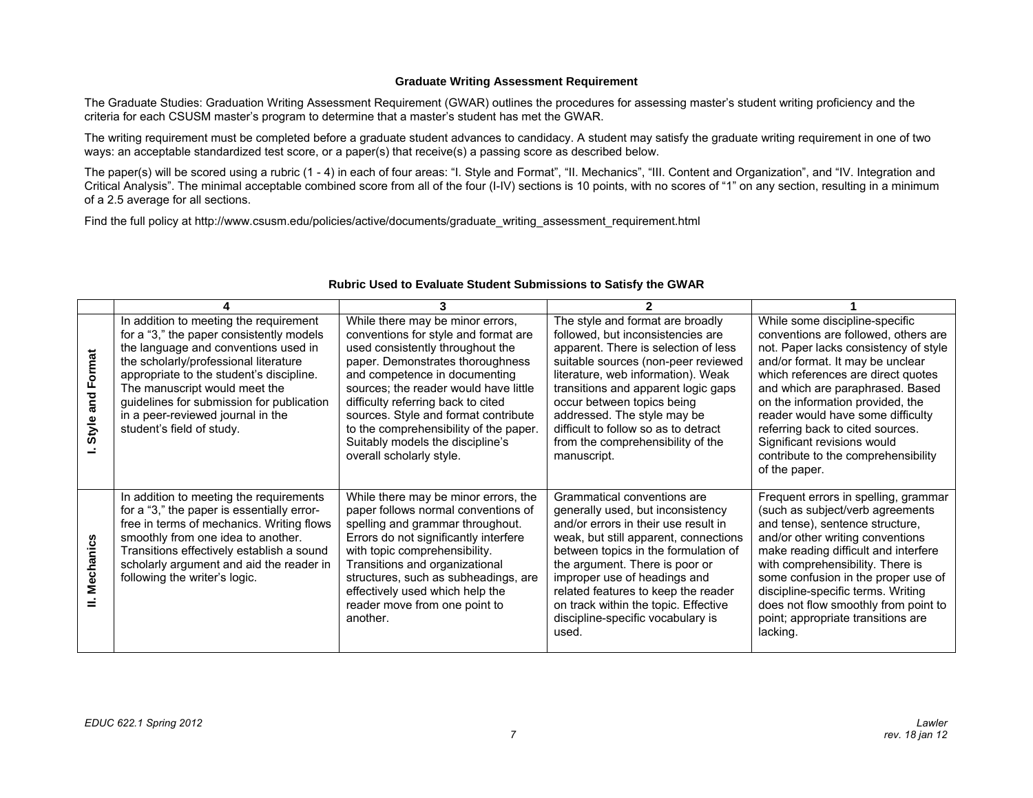**Graduate Writing Assessment Requirement**

The Graduate Studies: Graduation Writing Assessment Requirement (GWAR) outlines the procedures for assessing master's student writing proficiency and the criteria for each CSUSM master's program to determine that a master's student has met the GWAR.

The writing requirement must be completed before a graduate student advances to candidacy. A student may satisfy the graduate writing requirement in one of two ways: an acceptable standardized test score, or a paper(s) that receive(s) a passing score as described below.

The paper(s) will be scored using a rubric (1 - 4) in each of four areas: "I. Style and Format", "II. Mechanics", "III. Content and Organization", and "IV. Integration and Critical Analysis". The minimal acceptable combined score from all of the four (I-IV) sections is 10 points, with no scores of "1" on any section, resulting in a minimum of a 2.5 average for all sections.

Find the full policy at http://www.csusm.edu/policies/active/documents/graduate_writing_assessment_requirement.html

**Rubric Used to Evaluate Student Submissions to Satisfy the GWAR**

| | 4 | 3 | 2 | 1 |
|---|---|---|---|---|
| **I. Style and Format** | In addition to meeting the requirement for a "3," the paper consistently models the language and conventions used in the scholarly/professional literature appropriate to the student's discipline. The manuscript would meet the guidelines for submission for publication in a peer-reviewed journal in the student's field of study. | While there may be minor errors, conventions for style and format are used consistently throughout the paper. Demonstrates thoroughness and competence in documenting sources; the reader would have little difficulty referring back to cited sources. Style and format contribute to the comprehensibility of the paper. Suitably models the discipline's overall scholarly style. | The style and format are broadly followed, but inconsistencies are apparent. There is selection of less suitable sources (non-peer reviewed literature, web information). Weak transitions and apparent logic gaps occur between topics being addressed. The style may be difficult to follow so as to detract from the comprehensibility of the manuscript. | While some discipline-specific conventions are followed, others are not. Paper lacks consistency of style and/or format. It may be unclear which references are direct quotes and which are paraphrased. Based on the information provided, the reader would have some difficulty referring back to cited sources. Significant revisions would contribute to the comprehensibility of the paper. |
| **II. Mechanics** | In addition to meeting the requirements for a "3," the paper is essentially error-free in terms of mechanics. Writing flows smoothly from one idea to another. Transitions effectively establish a sound scholarly argument and aid the reader in following the writer's logic. | While there may be minor errors, the paper follows normal conventions of spelling and grammar throughout. Errors do not significantly interfere with topic comprehensibility. Transitions and organizational structures, such as subheadings, are effectively used which help the reader move from one point to another. | Grammatical conventions are generally used, but inconsistency and/or errors in their use result in weak, but still apparent, connections between topics in the formulation of the argument. There is poor or improper use of headings and related features to keep the reader on track within the topic. Effective discipline-specific vocabulary is used. | Frequent errors in spelling, grammar (such as subject/verb agreements and tense), sentence structure, and/or other writing conventions make reading difficult and interfere with comprehensibility. There is some confusion in the proper use of discipline-specific terms. Writing does not flow smoothly from point to point; appropriate transitions are lacking. |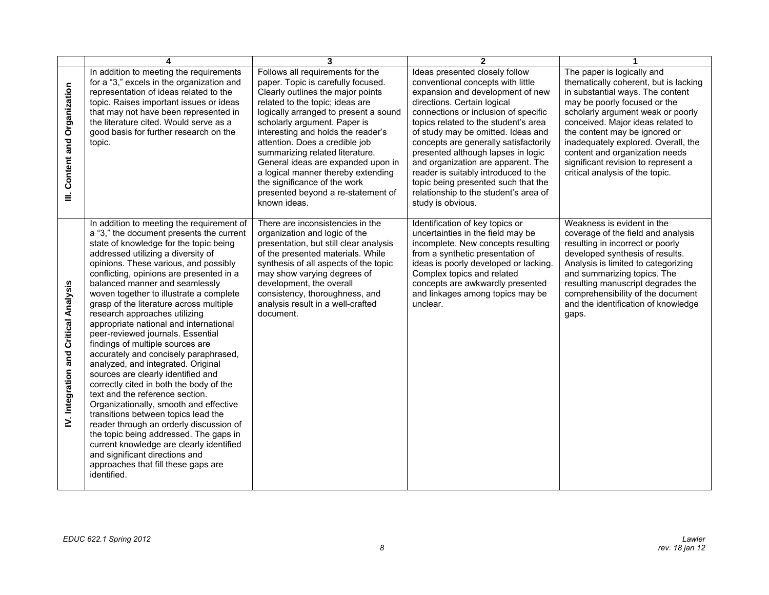| | 4 | 3 | 2 | 1 |
|---|---|---|---|---|
| **III. Content and Organization** | In addition to meeting the requirements for a "3," excels in the organization and representation of ideas related to the topic. Raises important issues or ideas that may not have been represented in the literature cited. Would serve as a good basis for further research on the topic. | Follows all requirements for the paper. Topic is carefully focused. Clearly outlines the major points related to the topic; ideas are logically arranged to present a sound scholarly argument. Paper is interesting and holds the reader's attention. Does a credible job summarizing related literature. General ideas are expanded upon in a logical manner thereby extending the significance of the work presented beyond a re-statement of known ideas. | Ideas presented closely follow conventional concepts with little expansion and development of new directions. Certain logical connections or inclusion of specific topics related to the student's area of study may be omitted. Ideas and concepts are generally satisfactorily presented although lapses in logic and organization are apparent. The reader is suitably introduced to the topic being presented such that the relationship to the student's area of study is obvious. | The paper is logically and thematically coherent, but is lacking in substantial ways. The content may be poorly focused or the scholarly argument weak or poorly conceived. Major ideas related to the content may be ignored or inadequately explored. Overall, the content and organization needs significant revision to represent a critical analysis of the topic. |
| **IV. Integration and Critical Analysis** | In addition to meeting the requirement of a "3," the document presents the current state of knowledge for the topic being addressed utilizing a diversity of opinions. These various, and possibly conflicting, opinions are presented in a balanced manner and seamlessly woven together to illustrate a complete grasp of the literature across multiple research approaches utilizing appropriate national and international peer-reviewed journals. Essential findings of multiple sources are accurately and concisely paraphrased, analyzed, and integrated. Original sources are clearly identified and correctly cited in both the body of the text and the reference section. Organizationally, smooth and effective transitions between topics lead the reader through an orderly discussion of the topic being addressed. The gaps in current knowledge are clearly identified and significant directions and approaches that fill these gaps are identified. | There are inconsistencies in the organization and logic of the presentation, but still clear analysis of the presented materials. While synthesis of all aspects of the topic may show varying degrees of development, the overall consistency, thoroughness, and analysis result in a well-crafted document. | Identification of key topics or uncertainties in the field may be incomplete. New concepts resulting from a synthetic presentation of ideas is poorly developed or lacking. Complex topics and related concepts are awkwardly presented and linkages among topics may be unclear. | Weakness is evident in the coverage of the field and analysis resulting in incorrect or poorly developed synthesis of results. Analysis is limited to categorizing and summarizing topics. The resulting manuscript degrades the comprehensibility of the document and the identification of knowledge gaps. |